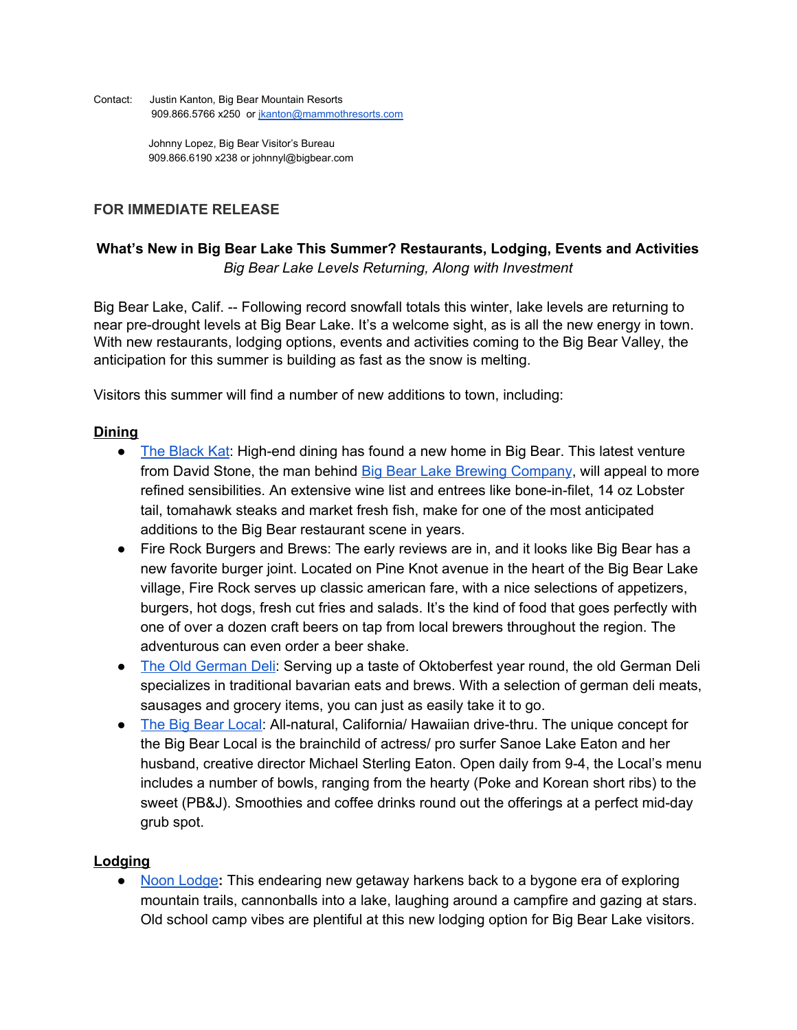Contact: Justin Kanton, Big Bear Mountain Resorts
909.866.5766 x250 or jkanton@mammothresorts.com

Johnny Lopez, Big Bear Visitor's Bureau
909.866.6190 x238 or johnnyl@bigbear.com

**FOR IMMEDIATE RELEASE**

**What's New in Big Bear Lake This Summer? Restaurants, Lodging, Events and Activities**
*Big Bear Lake Levels Returning, Along with Investment*

Big Bear Lake, Calif. -- Following record snowfall totals this winter, lake levels are returning to near pre-drought levels at Big Bear Lake. It's a welcome sight, as is all the new energy in town. With new restaurants, lodging options, events and activities coming to the Big Bear Valley, the anticipation for this summer is building as fast as the snow is melting.

Visitors this summer will find a number of new additions to town, including:

**Dining**

- The Black Kat: High-end dining has found a new home in Big Bear. This latest venture from David Stone, the man behind Big Bear Lake Brewing Company, will appeal to more refined sensibilities. An extensive wine list and entrees like bone-in-filet, 14 oz Lobster tail, tomahawk steaks and market fresh fish, make for one of the most anticipated additions to the Big Bear restaurant scene in years.
- Fire Rock Burgers and Brews: The early reviews are in, and it looks like Big Bear has a new favorite burger joint. Located on Pine Knot avenue in the heart of the Big Bear Lake village, Fire Rock serves up classic american fare, with a nice selections of appetizers, burgers, hot dogs, fresh cut fries and salads. It's the kind of food that goes perfectly with one of over a dozen craft beers on tap from local brewers throughout the region. The adventurous can even order a beer shake.
- The Old German Deli: Serving up a taste of Oktoberfest year round, the old German Deli specializes in traditional bavarian eats and brews. With a selection of german deli meats, sausages and grocery items, you can just as easily take it to go.
- The Big Bear Local: All-natural, California/ Hawaiian drive-thru. The unique concept for the Big Bear Local is the brainchild of actress/ pro surfer Sanoe Lake Eaton and her husband, creative director Michael Sterling Eaton. Open daily from 9-4, the Local's menu includes a number of bowls, ranging from the hearty (Poke and Korean short ribs) to the sweet (PB&J). Smoothies and coffee drinks round out the offerings at a perfect mid-day grub spot.

**Lodging**

- Noon Lodge**:** This endearing new getaway harkens back to a bygone era of exploring mountain trails, cannonballs into a lake, laughing around a campfire and gazing at stars. Old school camp vibes are plentiful at this new lodging option for Big Bear Lake visitors.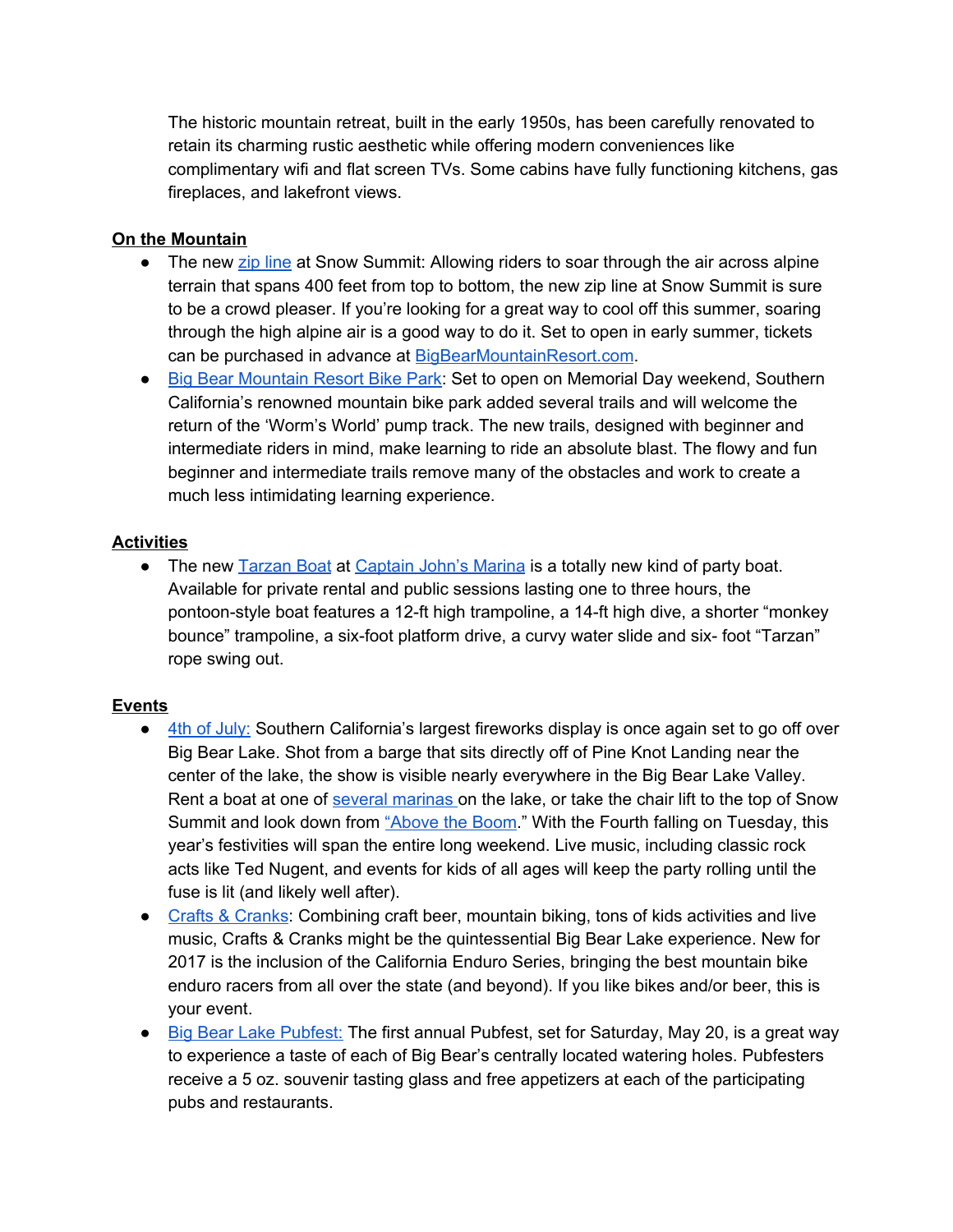The historic mountain retreat, built in the early 1950s, has been carefully renovated to retain its charming rustic aesthetic while offering modern conveniences like complimentary wifi and flat screen TVs. Some cabins have fully functioning kitchens, gas fireplaces, and lakefront views.

**On the Mountain**

- The new zip line at Snow Summit: Allowing riders to soar through the air across alpine terrain that spans 400 feet from top to bottom, the new zip line at Snow Summit is sure to be a crowd pleaser. If you're looking for a great way to cool off this summer, soaring through the high alpine air is a good way to do it. Set to open in early summer, tickets can be purchased in advance at BigBearMountainResort.com.
- Big Bear Mountain Resort Bike Park: Set to open on Memorial Day weekend, Southern California's renowned mountain bike park added several trails and will welcome the return of the 'Worm's World' pump track. The new trails, designed with beginner and intermediate riders in mind, make learning to ride an absolute blast. The flowy and fun beginner and intermediate trails remove many of the obstacles and work to create a much less intimidating learning experience.

**Activities**

- The new Tarzan Boat at Captain John's Marina is a totally new kind of party boat. Available for private rental and public sessions lasting one to three hours, the pontoon-style boat features a 12-ft high trampoline, a 14-ft high dive, a shorter "monkey bounce" trampoline, a six-foot platform drive, a curvy water slide and six- foot "Tarzan" rope swing out.

**Events**

- 4th of July: Southern California's largest fireworks display is once again set to go off over Big Bear Lake. Shot from a barge that sits directly off of Pine Knot Landing near the center of the lake, the show is visible nearly everywhere in the Big Bear Lake Valley. Rent a boat at one of several marinas on the lake, or take the chair lift to the top of Snow Summit and look down from "Above the Boom." With the Fourth falling on Tuesday, this year's festivities will span the entire long weekend. Live music, including classic rock acts like Ted Nugent, and events for kids of all ages will keep the party rolling until the fuse is lit (and likely well after).
- Crafts & Cranks: Combining craft beer, mountain biking, tons of kids activities and live music, Crafts & Cranks might be the quintessential Big Bear Lake experience. New for 2017 is the inclusion of the California Enduro Series, bringing the best mountain bike enduro racers from all over the state (and beyond). If you like bikes and/or beer, this is your event.
- Big Bear Lake Pubfest: The first annual Pubfest, set for Saturday, May 20, is a great way to experience a taste of each of Big Bear's centrally located watering holes. Pubfesters receive a 5 oz. souvenir tasting glass and free appetizers at each of the participating pubs and restaurants.